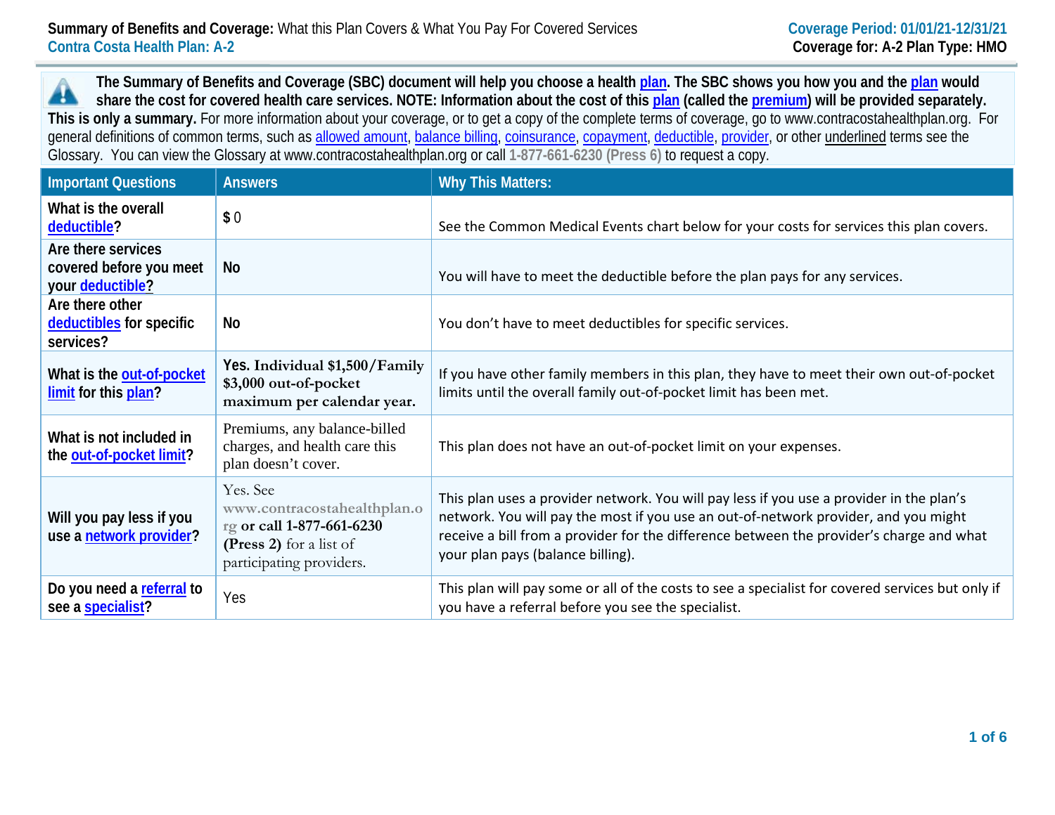**Summary of Benefits and Coverage:** What this Plan Covers & What You Pay For Covered Services
Contra Costa Health Plan: A-2

Coverage Period: 01/01/21-12/31/21
Coverage for: A-2 Plan Type: HMO

**The Summary of Benefits and Coverage (SBC) document will help you choose a health plan. The SBC shows you how you and the plan would share the cost for covered health care services. NOTE: Information about the cost of this plan (called the premium) will be provided separately. This is only a summary.** For more information about your coverage, or to get a copy of the complete terms of coverage, go to www.contracostahealthplan.org. For general definitions of common terms, such as allowed amount, balance billing, coinsurance, copayment, deductible, provider, or other underlined terms see the Glossary. You can view the Glossary at www.contracostahealthplan.org or call 1-877-661-6230 (Press 6) to request a copy.

| Important Questions | Answers | Why This Matters: |
|---|---|---|
| What is the overall deductible? | $ 0 | See the Common Medical Events chart below for your costs for services this plan covers. |
| Are there services covered before you meet your deductible? | No | You will have to meet the deductible before the plan pays for any services. |
| Are there other deductibles for specific services? | No | You don't have to meet deductibles for specific services. |
| What is the out-of-pocket limit for this plan? | **Yes. Individual $1,500/Family $3,000 out-of-pocket maximum per calendar year.** | If you have other family members in this plan, they have to meet their own out-of-pocket limits until the overall family out-of-pocket limit has been met. |
| What is not included in the out-of-pocket limit? | Premiums, any balance-billed charges, and health care this plan doesn't cover. | This plan does not have an out-of-pocket limit on your expenses. |
| Will you pay less if you use a network provider? | Yes. See www.contracostahealthplan.org **or call 1-877-661-6230 (Press 2)** for a list of participating providers. | This plan uses a provider network. You will pay less if you use a provider in the plan's network. You will pay the most if you use an out-of-network provider, and you might receive a bill from a provider for the difference between the provider's charge and what your plan pays (balance billing). |
| Do you need a referral to see a specialist? | Yes | This plan will pay some or all of the costs to see a specialist for covered services but only if you have a referral before you see the specialist. |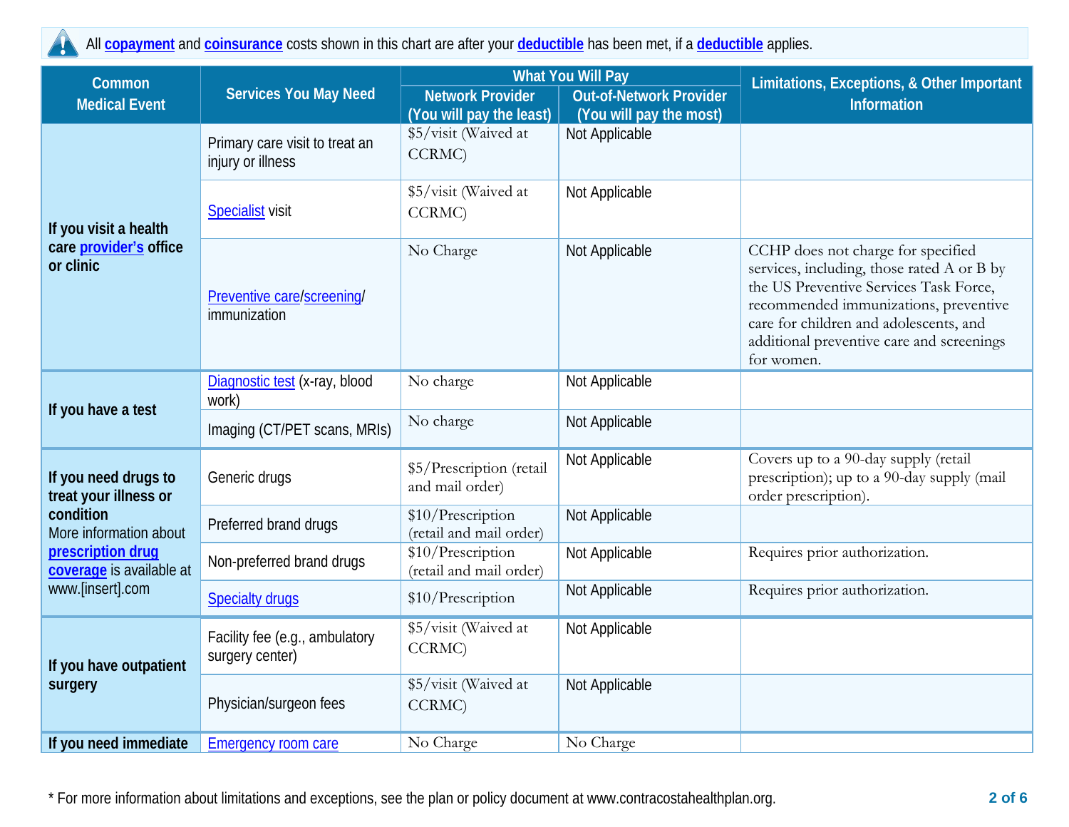All **copayment** and **coinsurance** costs shown in this chart are after your **deductible** has been met, if a **deductible** applies.

| Common Medical Event | Services You May Need | What You Will Pay | | Limitations, Exceptions, & Other Important Information |
|---|---|---|---|---|
| | | Network Provider (You will pay the least) | Out-of-Network Provider (You will pay the most) | |
| **If you visit a health care provider's office or clinic** | Primary care visit to treat an injury or illness | $5/visit (Waived at CCRMC) | Not Applicable | |
| | Specialist visit | $5/visit (Waived at CCRMC) | Not Applicable | |
| | Preventive care/screening/ immunization | No Charge | Not Applicable | CCHP does not charge for specified services, including, those rated A or B by the US Preventive Services Task Force, recommended immunizations, preventive care for children and adolescents, and additional preventive care and screenings for women. |
| **If you have a test** | Diagnostic test (x-ray, blood work) | No charge | Not Applicable | |
| | Imaging (CT/PET scans, MRIs) | No charge | Not Applicable | |
| **If you need drugs to treat your illness or condition** More information about **prescription drug coverage** is available at www.[insert].com | Generic drugs | $5/Prescription (retail and mail order) | Not Applicable | Covers up to a 90-day supply (retail prescription); up to a 90-day supply (mail order prescription). |
| | Preferred brand drugs | $10/Prescription (retail and mail order) | Not Applicable | |
| | Non-preferred brand drugs | $10/Prescription (retail and mail order) | Not Applicable | Requires prior authorization. |
| | Specialty drugs | $10/Prescription | Not Applicable | Requires prior authorization. |
| **If you have outpatient surgery** | Facility fee (e.g., ambulatory surgery center) | $5/visit (Waived at CCRMC) | Not Applicable | |
| | Physician/surgeon fees | $5/visit (Waived at CCRMC) | Not Applicable | |
| **If you need immediate** | Emergency room care | No Charge | No Charge | |

* For more information about limitations and exceptions, see the plan or policy document at www.contracostahealthplan.org.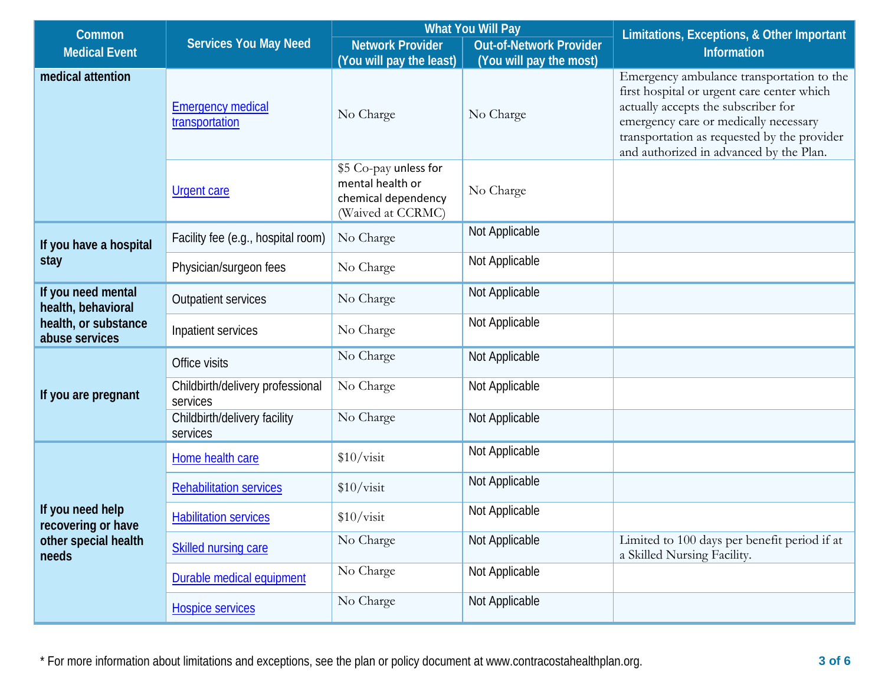| Common Medical Event | Services You May Need | What You Will Pay | | Limitations, Exceptions, & Other Important Information |
|---|---|---|---|---|
| | | Network Provider (You will pay the least) | Out-of-Network Provider (You will pay the most) | |
| medical attention | Emergency medical transportation | No Charge | No Charge | Emergency ambulance transportation to the first hospital or urgent care center which actually accepts the subscriber for emergency care or medically necessary transportation as requested by the provider and authorized in advanced by the Plan. |
| | Urgent care | $5 Co-pay unless for mental health or chemical dependency (Waived at CCRMC) | No Charge | |
| If you have a hospital stay | Facility fee (e.g., hospital room) | No Charge | Not Applicable | |
| | Physician/surgeon fees | No Charge | Not Applicable | |
| If you need mental health, behavioral health, or substance abuse services | Outpatient services | No Charge | Not Applicable | |
| | Inpatient services | No Charge | Not Applicable | |
| If you are pregnant | Office visits | No Charge | Not Applicable | |
| | Childbirth/delivery professional services | No Charge | Not Applicable | |
| | Childbirth/delivery facility services | No Charge | Not Applicable | |
| If you need help recovering or have other special health needs | Home health care | $10/visit | Not Applicable | |
| | Rehabilitation services | $10/visit | Not Applicable | |
| | Habilitation services | $10/visit | Not Applicable | |
| | Skilled nursing care | No Charge | Not Applicable | Limited to 100 days per benefit period if at a Skilled Nursing Facility. |
| | Durable medical equipment | No Charge | Not Applicable | |
| | Hospice services | No Charge | Not Applicable | |

* For more information about limitations and exceptions, see the plan or policy document at www.contracostahealthplan.org.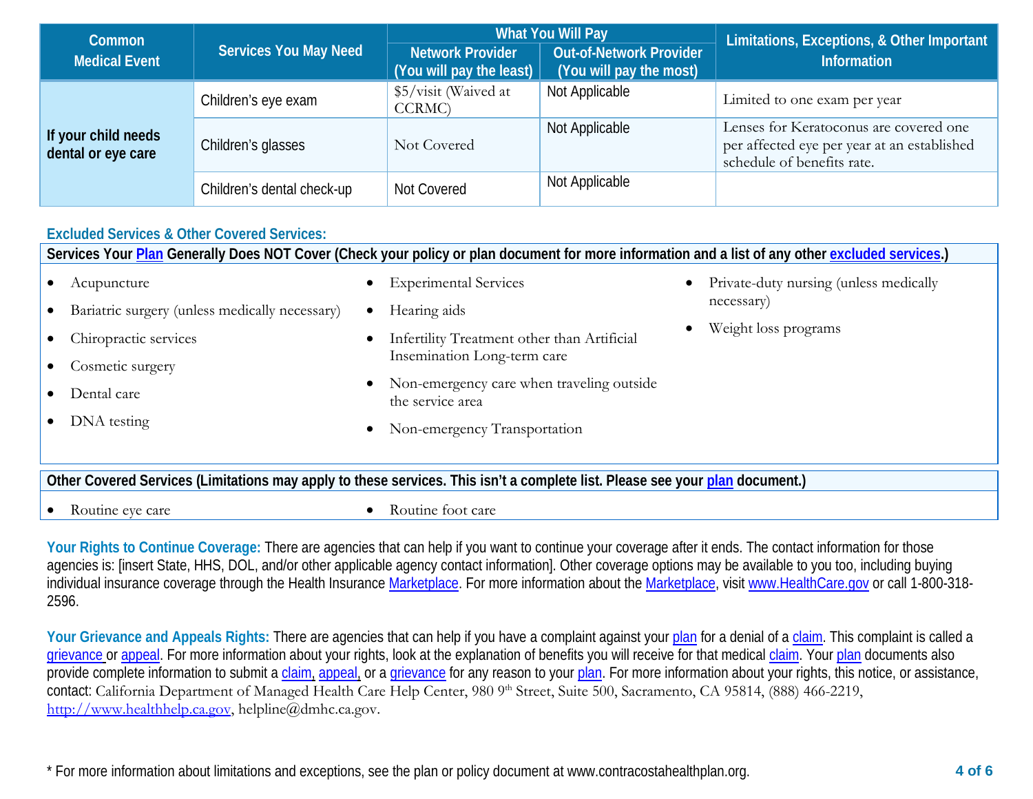| Common Medical Event | Services You May Need | What You Will Pay | | Limitations, Exceptions, & Other Important Information |
|---|---|---|---|---|
| | | Network Provider (You will pay the least) | Out-of-Network Provider (You will pay the most) | |
| If your child needs dental or eye care | Children's eye exam | $5/visit (Waived at CCRMC) | Not Applicable | Limited to one exam per year |
| | Children's glasses | Not Covered | Not Applicable | Lenses for Keratoconus are covered one per affected eye per year at an established schedule of benefits rate. |
| | Children's dental check-up | Not Covered | Not Applicable | |

### Excluded Services & Other Covered Services:

**Services Your Plan Generally Does NOT Cover (Check your policy or plan document for more information and a list of any other excluded services.)**

- Acupuncture
- Bariatric surgery (unless medically necessary)
- Chiropractic services
- Cosmetic surgery
- Dental care
- DNA testing
- Experimental Services
- Hearing aids
- Infertility Treatment other than Artificial Insemination Long-term care
- Non-emergency care when traveling outside the service area
- Non-emergency Transportation
- Private-duty nursing (unless medically necessary)
- Weight loss programs

**Other Covered Services (Limitations may apply to these services. This isn't a complete list. Please see your plan document.)**

- Routine eye care
- Routine foot care

**Your Rights to Continue Coverage:** There are agencies that can help if you want to continue your coverage after it ends. The contact information for those agencies is: [insert State, HHS, DOL, and/or other applicable agency contact information]. Other coverage options may be available to you too, including buying individual insurance coverage through the Health Insurance Marketplace. For more information about the Marketplace, visit www.HealthCare.gov or call 1-800-318-2596.

**Your Grievance and Appeals Rights:** There are agencies that can help if you have a complaint against your plan for a denial of a claim. This complaint is called a grievance or appeal. For more information about your rights, look at the explanation of benefits you will receive for that medical claim. Your plan documents also provide complete information to submit a claim, appeal, or a grievance for any reason to your plan. For more information about your rights, this notice, or assistance, contact: California Department of Managed Health Care Help Center, 980 9th Street, Suite 500, Sacramento, CA 95814, (888) 466-2219, http://www.healthhelp.ca.gov, helpline@dmhc.ca.gov.

* For more information about limitations and exceptions, see the plan or policy document at www.contracostahealthplan.org.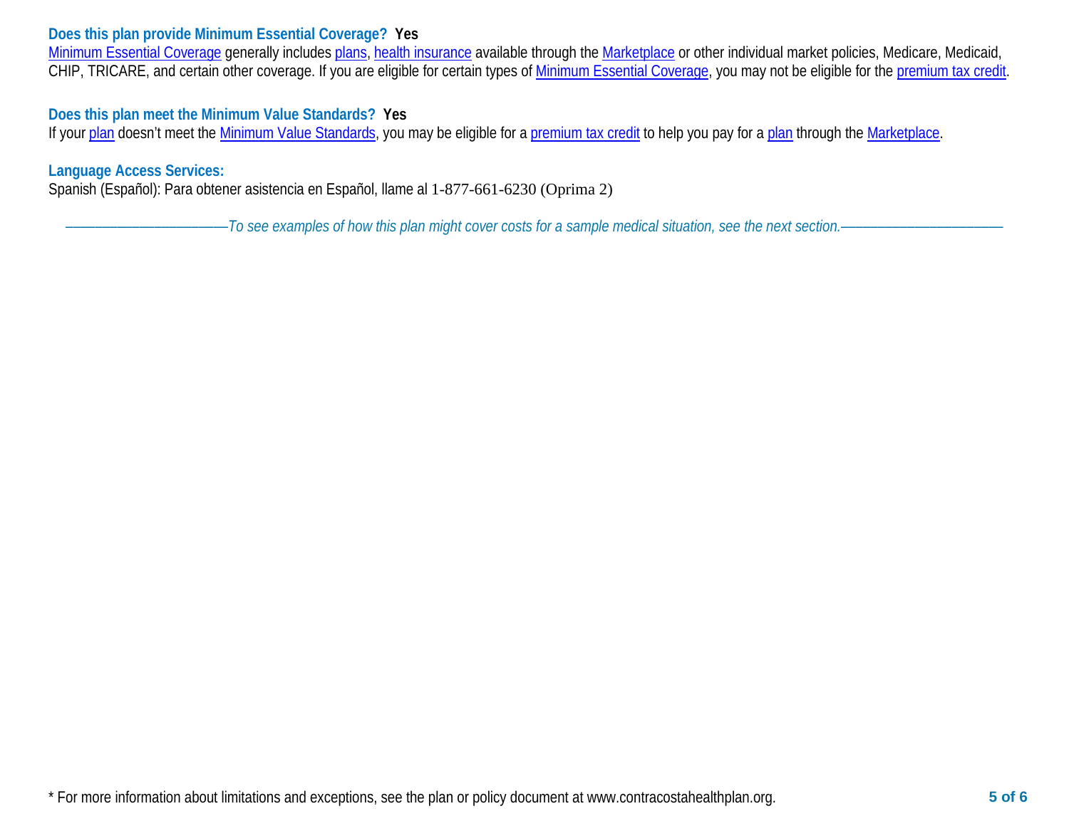**Does this plan provide Minimum Essential Coverage? Yes**

Minimum Essential Coverage generally includes plans, health insurance available through the Marketplace or other individual market policies, Medicare, Medicaid, CHIP, TRICARE, and certain other coverage. If you are eligible for certain types of Minimum Essential Coverage, you may not be eligible for the premium tax credit.

**Does this plan meet the Minimum Value Standards? Yes**

If your plan doesn't meet the Minimum Value Standards, you may be eligible for a premium tax credit to help you pay for a plan through the Marketplace.

**Language Access Services:**

Spanish (Español): Para obtener asistencia en Español, llame al 1-877-661-6230 (Oprima 2)

*——————————To see examples of how this plan might cover costs for a sample medical situation, see the next section.——————————*

* For more information about limitations and exceptions, see the plan or policy document at www.contracostahealthplan.org.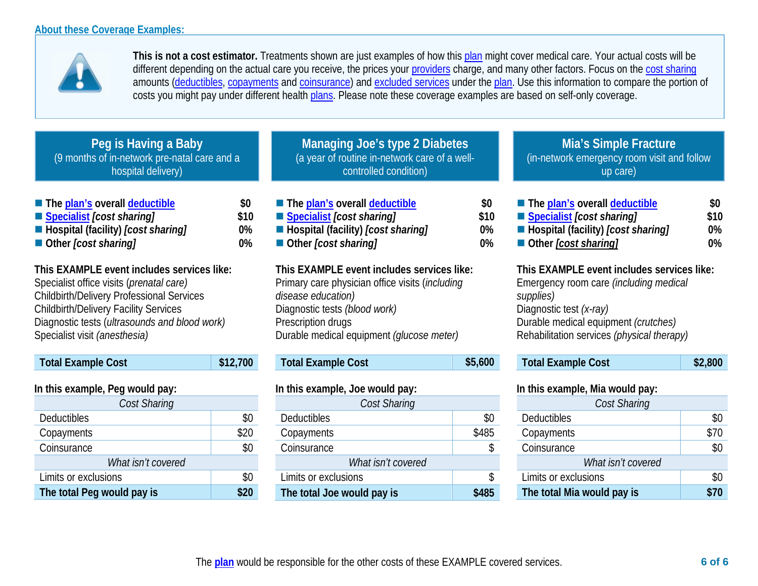## About these Coverage Examples:

**This is not a cost estimator.** Treatments shown are just examples of how this plan might cover medical care. Your actual costs will be different depending on the actual care you receive, the prices your providers charge, and many other factors. Focus on the cost sharing amounts (deductibles, copayments and coinsurance) and excluded services under the plan. Use this information to compare the portion of costs you might pay under different health plans. Please note these coverage examples are based on self-only coverage.

### Peg is Having a Baby
(9 months of in-network pre-natal care and a hospital delivery)

| | |
|---|---|
| **The plan's overall deductible** | **$0** |
| **Specialist *[cost sharing]*** | **$10** |
| **Hospital (facility) *[cost sharing]*** | **0%** |
| **Other *[cost sharing]*** | **0%** |

**This EXAMPLE event includes services like:**
Specialist office visits (*prenatal care)*
Childbirth/Delivery Professional Services
Childbirth/Delivery Facility Services
Diagnostic tests (*ultrasounds and blood work)*
Specialist visit *(anesthesia)*

| **Total Example Cost** | **$12,700** |
|---|---|

**In this example, Peg would pay:**

| *Cost Sharing* | |
|---|---|
| Deductibles | $0 |
| Copayments | $20 |
| Coinsurance | $0 |
| *What isn't covered* | |
| Limits or exclusions | $0 |
| **The total Peg would pay is** | **$20** |

### Managing Joe's type 2 Diabetes
(a year of routine in-network care of a well-controlled condition)

| | |
|---|---|
| **The plan's overall deductible** | **$0** |
| **Specialist *[cost sharing]*** | **$10** |
| **Hospital (facility) *[cost sharing]*** | **0%** |
| **Other *[cost sharing]*** | **0%** |

**This EXAMPLE event includes services like:**
Primary care physician office visits (*including disease education)*
Diagnostic tests *(blood work)*
Prescription drugs
Durable medical equipment *(glucose meter)*

| **Total Example Cost** | **$5,600** |
|---|---|

**In this example, Joe would pay:**

| *Cost Sharing* | |
|---|---|
| Deductibles | $0 |
| Copayments | $485 |
| Coinsurance | $ |
| *What isn't covered* | |
| Limits or exclusions | $ |
| **The total Joe would pay is** | **$485** |

### Mia's Simple Fracture
(in-network emergency room visit and follow up care)

| | |
|---|---|
| **The plan's overall deductible** | **$0** |
| **Specialist *[cost sharing]*** | **$10** |
| **Hospital (facility) *[cost sharing]*** | **0%** |
| **Other *[cost sharing]*** | **0%** |

**This EXAMPLE event includes services like:**
Emergency room care *(including medical supplies)*
Diagnostic test *(x-ray)*
Durable medical equipment *(crutches)*
Rehabilitation services *(physical therapy)*

| **Total Example Cost** | **$2,800** |
|---|---|

**In this example, Mia would pay:**

| *Cost Sharing* | |
|---|---|
| Deductibles | $0 |
| Copayments | $70 |
| Coinsurance | $0 |
| *What isn't covered* | |
| Limits or exclusions | $0 |
| **The total Mia would pay is** | **$70** |

The plan would be responsible for the other costs of these EXAMPLE covered services.